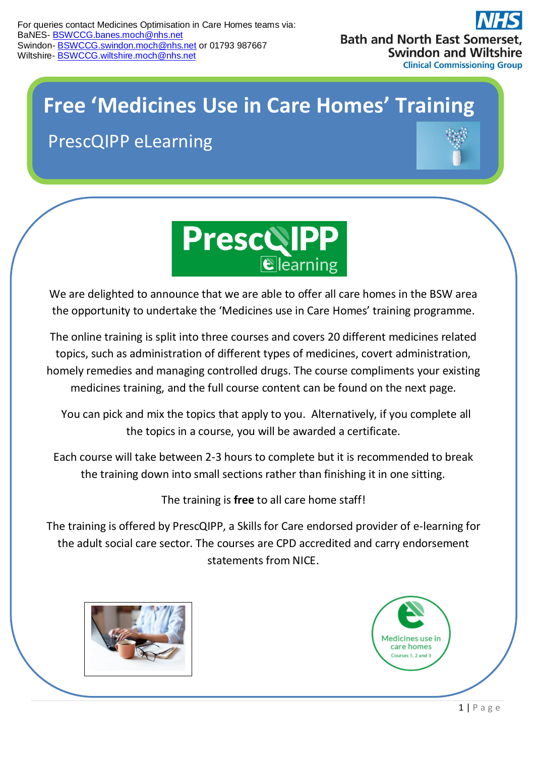For queries contact Medicines Optimisation in Care Homes teams via:
BaNES- BSWCCG.banes.moch@nhs.net
Swindon- BSWCCG.swindon.moch@nhs.net or 01793 987667
Wiltshire- BSWCCG.wiltshire.moch@nhs.net

NHS
Bath and North East Somerset, Swindon and Wiltshire
Clinical Commissioning Group

# Free 'Medicines Use in Care Homes' Training

## PrescQIPP eLearning

PrescQIPP eLearning

We are delighted to announce that we are able to offer all care homes in the BSW area the opportunity to undertake the 'Medicines use in Care Homes' training programme.

The online training is split into three courses and covers 20 different medicines related topics, such as administration of different types of medicines, covert administration, homely remedies and managing controlled drugs. The course compliments your existing medicines training, and the full course content can be found on the next page.

You can pick and mix the topics that apply to you. Alternatively, if you complete all the topics in a course, you will be awarded a certificate.

Each course will take between 2-3 hours to complete but it is recommended to break the training down into small sections rather than finishing it in one sitting.

The training is **free** to all care home staff!

The training is offered by PrescQIPP, a Skills for Care endorsed provider of e-learning for the adult social care sector. The courses are CPD accredited and carry endorsement statements from NICE.

Medicines use in care homes
Courses 1, 2 and 3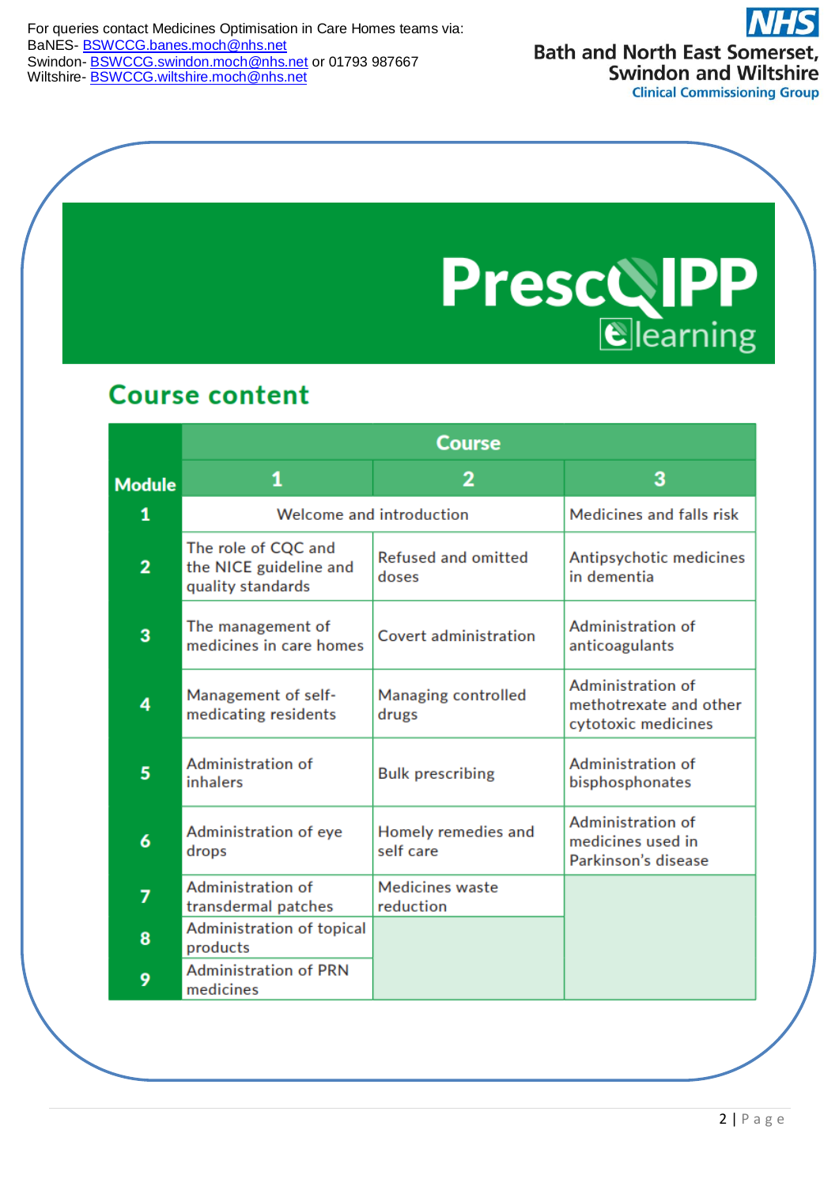For queries contact Medicines Optimisation in Care Homes teams via:
BaNES- BSWCCG.banes.moch@nhs.net
Swindon- BSWCCG.swindon.moch@nhs.net or 01793 987667
Wiltshire- BSWCCG.wiltshire.moch@nhs.net

**NHS**
**Bath and North East Somerset, Swindon and Wiltshire**
**Clinical Commissioning Group**

PrescQIPP elearning

## Course content

| Module | Course | | |
|---|---|---|---|
| | 1 | 2 | 3 |
| 1 | Welcome and introduction | | Medicines and falls risk |
| 2 | The role of CQC and the NICE guideline and quality standards | Refused and omitted doses | Antipsychotic medicines in dementia |
| 3 | The management of medicines in care homes | Covert administration | Administration of anticoagulants |
| 4 | Management of self-medicating residents | Managing controlled drugs | Administration of methotrexate and other cytotoxic medicines |
| 5 | Administration of inhalers | Bulk prescribing | Administration of bisphosphonates |
| 6 | Administration of eye drops | Homely remedies and self care | Administration of medicines used in Parkinson's disease |
| 7 | Administration of transdermal patches | Medicines waste reduction | |
| 8 | Administration of topical products | | |
| 9 | Administration of PRN medicines | | |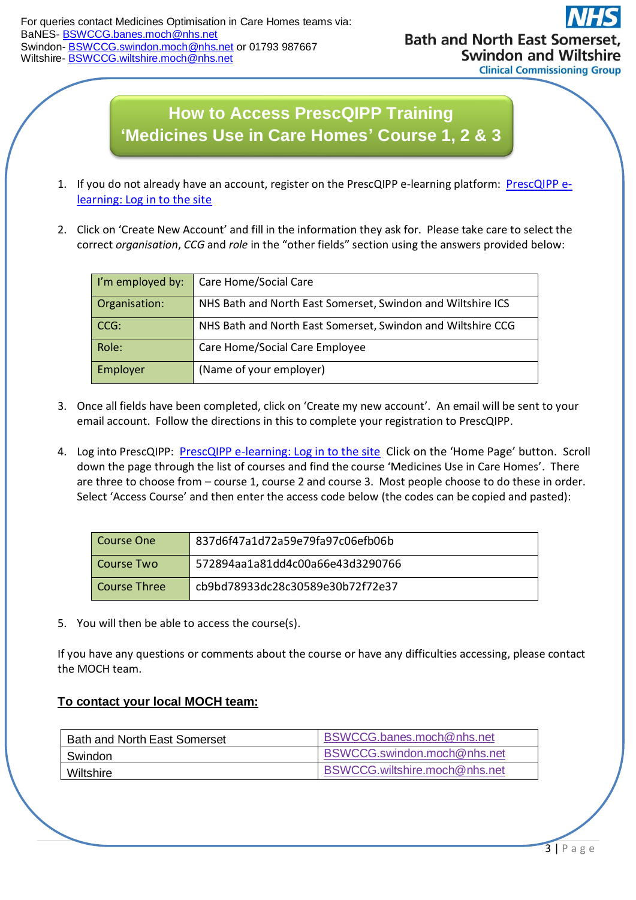For queries contact Medicines Optimisation in Care Homes teams via:
BaNES- BSWCCG.banes.moch@nhs.net
Swindon- BSWCCG.swindon.moch@nhs.net or 01793 987667
Wiltshire- BSWCCG.wiltshire.moch@nhs.net

NHS Bath and North East Somerset, Swindon and Wiltshire Clinical Commissioning Group

# How to Access PrescQIPP Training 'Medicines Use in Care Homes' Course 1, 2 & 3

1. If you do not already have an account, register on the PrescQIPP e-learning platform: [PrescQIPP e-learning: Log in to the site]

2. Click on 'Create New Account' and fill in the information they ask for. Please take care to select the correct *organisation*, *CCG* and *role* in the "other fields" section using the answers provided below:

| | |
|---|---|
| I'm employed by: | Care Home/Social Care |
| Organisation: | NHS Bath and North East Somerset, Swindon and Wiltshire ICS |
| CCG: | NHS Bath and North East Somerset, Swindon and Wiltshire CCG |
| Role: | Care Home/Social Care Employee |
| Employer | (Name of your employer) |

3. Once all fields have been completed, click on 'Create my new account'. An email will be sent to your email account. Follow the directions in this to complete your registration to PrescQIPP.

4. Log into PrescQIPP: [PrescQIPP e-learning: Log in to the site] Click on the 'Home Page' button. Scroll down the page through the list of courses and find the course 'Medicines Use in Care Homes'. There are three to choose from – course 1, course 2 and course 3. Most people choose to do these in order. Select 'Access Course' and then enter the access code below (the codes can be copied and pasted):

| | |
|---|---|
| Course One | 837d6f47a1d72a59e79fa97c06efb06b |
| Course Two | 572894aa1a81dd4c00a66e43d3290766 |
| Course Three | cb9bd78933dc28c30589e30b72f72e37 |

5. You will then be able to access the course(s).

If you have any questions or comments about the course or have any difficulties accessing, please contact the MOCH team.

**To contact your local MOCH team:**

| | |
|---|---|
| Bath and North East Somerset | BSWCCG.banes.moch@nhs.net |
| Swindon | BSWCCG.swindon.moch@nhs.net |
| Wiltshire | BSWCCG.wiltshire.moch@nhs.net |